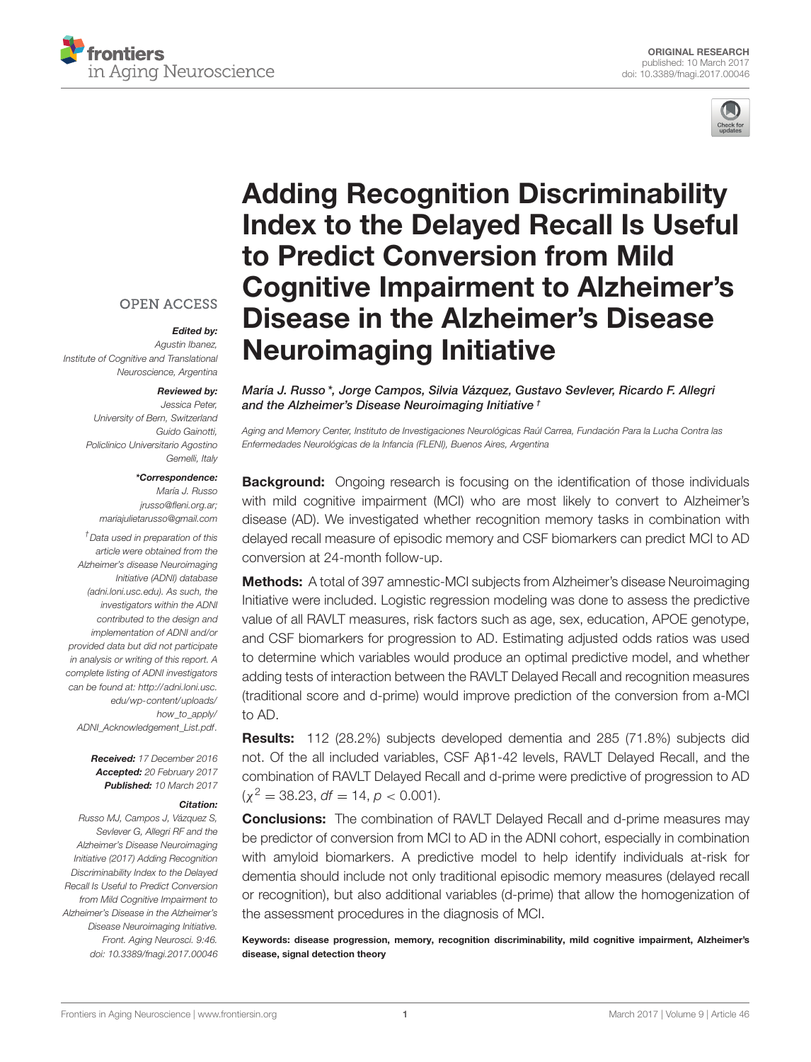ORIGINAL RESEARCH
published: 10 March 2017
doi: 10.3389/fnagi.2017.00046

# Adding Recognition Discriminability Index to the Delayed Recall Is Useful to Predict Conversion from Mild Cognitive Impairment to Alzheimer's Disease in the Alzheimer's Disease Neuroimaging Initiative

*María J. Russo \*, Jorge Campos, Silvia Vázquez, Gustavo Sevlever, Ricardo F. Allegri and the Alzheimer's Disease Neuroimaging Initiative †*

*Aging and Memory Center, Instituto de Investigaciones Neurológicas Raúl Carrea, Fundación Para la Lucha Contra las Enfermedades Neurológicas de la Infancia (FLENI), Buenos Aires, Argentina*

OPEN ACCESS

***Edited by:***
*Agustin Ibanez,*
*Institute of Cognitive and Translational Neuroscience, Argentina*

***Reviewed by:***
*Jessica Peter,*
*University of Bern, Switzerland*
*Guido Gainotti,*
*Policlinico Universitario Agostino Gemelli, Italy*

***\*Correspondence:***
*María J. Russo*
*jrusso@fleni.org.ar;*
*mariajulietarusso@gmail.com*

*†Data used in preparation of this article were obtained from the Alzheimer's disease Neuroimaging Initiative (ADNI) database (adni.loni.usc.edu). As such, the investigators within the ADNI contributed to the design and implementation of ADNI and/or provided data but did not participate in analysis or writing of this report. A complete listing of ADNI investigators can be found at: http://adni.loni.usc.edu/wp-content/uploads/how_to_apply/ADNI_Acknowledgement_List.pdf.*

***Received:*** *17 December 2016*
***Accepted:*** *20 February 2017*
***Published:*** *10 March 2017*

***Citation:***
*Russo MJ, Campos J, Vázquez S, Sevlever G, Allegri RF and the Alzheimer's Disease Neuroimaging Initiative (2017) Adding Recognition Discriminability Index to the Delayed Recall Is Useful to Predict Conversion from Mild Cognitive Impairment to Alzheimer's Disease in the Alzheimer's Disease Neuroimaging Initiative. Front. Aging Neurosci. 9:46. doi: 10.3389/fnagi.2017.00046*

**Background:** Ongoing research is focusing on the identification of those individuals with mild cognitive impairment (MCI) who are most likely to convert to Alzheimer's disease (AD). We investigated whether recognition memory tasks in combination with delayed recall measure of episodic memory and CSF biomarkers can predict MCI to AD conversion at 24-month follow-up.

**Methods:** A total of 397 amnestic-MCI subjects from Alzheimer's disease Neuroimaging Initiative were included. Logistic regression modeling was done to assess the predictive value of all RAVLT measures, risk factors such as age, sex, education, APOE genotype, and CSF biomarkers for progression to AD. Estimating adjusted odds ratios was used to determine which variables would produce an optimal predictive model, and whether adding tests of interaction between the RAVLT Delayed Recall and recognition measures (traditional score and d-prime) would improve prediction of the conversion from a-MCI to AD.

**Results:** 112 (28.2%) subjects developed dementia and 285 (71.8%) subjects did not. Of the all included variables, CSF A$\beta$1-42 levels, RAVLT Delayed Recall, and the combination of RAVLT Delayed Recall and d-prime were predictive of progression to AD ($\chi^2 = 38.23$, $df = 14$, $p < 0.001$).

**Conclusions:** The combination of RAVLT Delayed Recall and d-prime measures may be predictor of conversion from MCI to AD in the ADNI cohort, especially in combination with amyloid biomarkers. A predictive model to help identify individuals at-risk for dementia should include not only traditional episodic memory measures (delayed recall or recognition), but also additional variables (d-prime) that allow the homogenization of the assessment procedures in the diagnosis of MCI.

**Keywords: disease progression, memory, recognition discriminability, mild cognitive impairment, Alzheimer's disease, signal detection theory**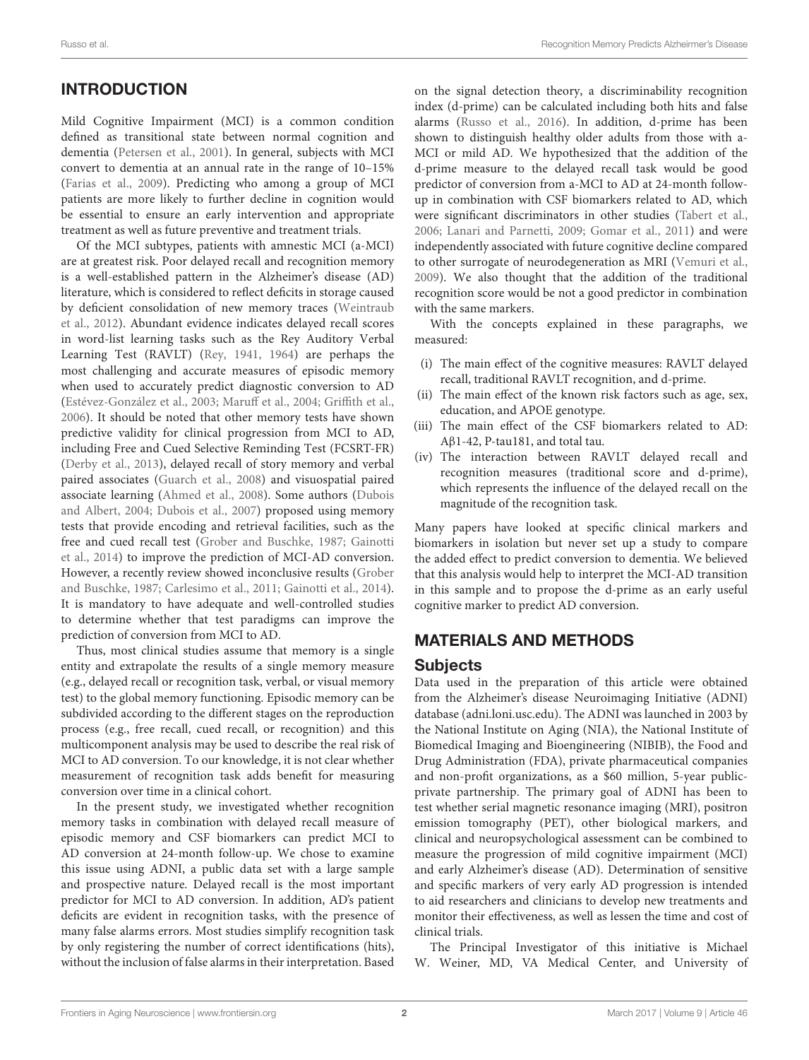## INTRODUCTION

Mild Cognitive Impairment (MCI) is a common condition defined as transitional state between normal cognition and dementia (Petersen et al., 2001). In general, subjects with MCI convert to dementia at an annual rate in the range of 10–15% (Farias et al., 2009). Predicting who among a group of MCI patients are more likely to further decline in cognition would be essential to ensure an early intervention and appropriate treatment as well as future preventive and treatment trials.

Of the MCI subtypes, patients with amnestic MCI (a-MCI) are at greatest risk. Poor delayed recall and recognition memory is a well-established pattern in the Alzheimer's disease (AD) literature, which is considered to reflect deficits in storage caused by deficient consolidation of new memory traces (Weintraub et al., 2012). Abundant evidence indicates delayed recall scores in word-list learning tasks such as the Rey Auditory Verbal Learning Test (RAVLT) (Rey, 1941, 1964) are perhaps the most challenging and accurate measures of episodic memory when used to accurately predict diagnostic conversion to AD (Estévez-González et al., 2003; Maruff et al., 2004; Griffith et al., 2006). It should be noted that other memory tests have shown predictive validity for clinical progression from MCI to AD, including Free and Cued Selective Reminding Test (FCSRT-FR) (Derby et al., 2013), delayed recall of story memory and verbal paired associates (Guarch et al., 2008) and visuospatial paired associate learning (Ahmed et al., 2008). Some authors (Dubois and Albert, 2004; Dubois et al., 2007) proposed using memory tests that provide encoding and retrieval facilities, such as the free and cued recall test (Grober and Buschke, 1987; Gainotti et al., 2014) to improve the prediction of MCI-AD conversion. However, a recently review showed inconclusive results (Grober and Buschke, 1987; Carlesimo et al., 2011; Gainotti et al., 2014). It is mandatory to have adequate and well-controlled studies to determine whether that test paradigms can improve the prediction of conversion from MCI to AD.

Thus, most clinical studies assume that memory is a single entity and extrapolate the results of a single memory measure (e.g., delayed recall or recognition task, verbal, or visual memory test) to the global memory functioning. Episodic memory can be subdivided according to the different stages on the reproduction process (e.g., free recall, cued recall, or recognition) and this multicomponent analysis may be used to describe the real risk of MCI to AD conversion. To our knowledge, it is not clear whether measurement of recognition task adds benefit for measuring conversion over time in a clinical cohort.

In the present study, we investigated whether recognition memory tasks in combination with delayed recall measure of episodic memory and CSF biomarkers can predict MCI to AD conversion at 24-month follow-up. We chose to examine this issue using ADNI, a public data set with a large sample and prospective nature. Delayed recall is the most important predictor for MCI to AD conversion. In addition, AD's patient deficits are evident in recognition tasks, with the presence of many false alarms errors. Most studies simplify recognition task by only registering the number of correct identifications (hits), without the inclusion of false alarms in their interpretation. Based on the signal detection theory, a discriminability recognition index (d-prime) can be calculated including both hits and false alarms (Russo et al., 2016). In addition, d-prime has been shown to distinguish healthy older adults from those with a-MCI or mild AD. We hypothesized that the addition of the d-prime measure to the delayed recall task would be good predictor of conversion from a-MCI to AD at 24-month follow-up in combination with CSF biomarkers related to AD, which were significant discriminators in other studies (Tabert et al., 2006; Lanari and Parnetti, 2009; Gomar et al., 2011) and were independently associated with future cognitive decline compared to other surrogate of neurodegeneration as MRI (Vemuri et al., 2009). We also thought that the addition of the traditional recognition score would be not a good predictor in combination with the same markers.

With the concepts explained in these paragraphs, we measured:

- (i) The main effect of the cognitive measures: RAVLT delayed recall, traditional RAVLT recognition, and d-prime.
- (ii) The main effect of the known risk factors such as age, sex, education, and APOE genotype.
- (iii) The main effect of the CSF biomarkers related to AD: Aβ1-42, P-tau181, and total tau.
- (iv) The interaction between RAVLT delayed recall and recognition measures (traditional score and d-prime), which represents the influence of the delayed recall on the magnitude of the recognition task.

Many papers have looked at specific clinical markers and biomarkers in isolation but never set up a study to compare the added effect to predict conversion to dementia. We believed that this analysis would help to interpret the MCI-AD transition in this sample and to propose the d-prime as an early useful cognitive marker to predict AD conversion.

## MATERIALS AND METHODS

### Subjects

Data used in the preparation of this article were obtained from the Alzheimer's disease Neuroimaging Initiative (ADNI) database (adni.loni.usc.edu). The ADNI was launched in 2003 by the National Institute on Aging (NIA), the National Institute of Biomedical Imaging and Bioengineering (NIBIB), the Food and Drug Administration (FDA), private pharmaceutical companies and non-profit organizations, as a \$60 million, 5-year public-private partnership. The primary goal of ADNI has been to test whether serial magnetic resonance imaging (MRI), positron emission tomography (PET), other biological markers, and clinical and neuropsychological assessment can be combined to measure the progression of mild cognitive impairment (MCI) and early Alzheimer's disease (AD). Determination of sensitive and specific markers of very early AD progression is intended to aid researchers and clinicians to develop new treatments and monitor their effectiveness, as well as lessen the time and cost of clinical trials.

The Principal Investigator of this initiative is Michael W. Weiner, MD, VA Medical Center, and University of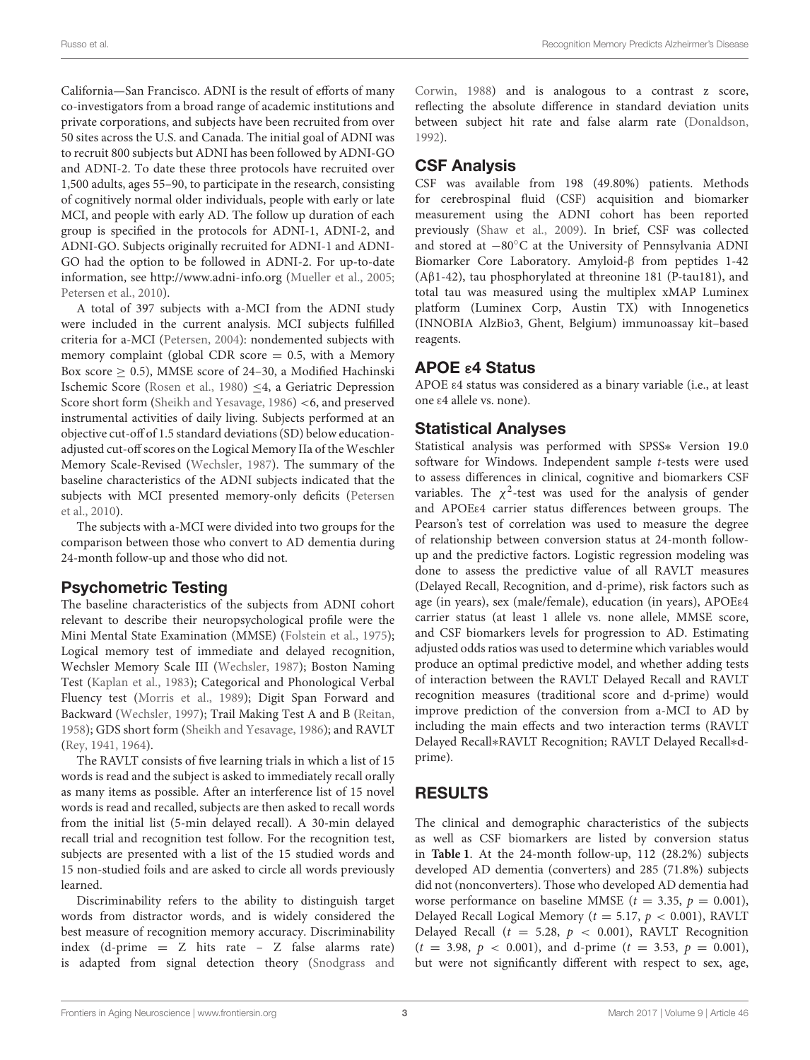California—San Francisco. ADNI is the result of efforts of many co-investigators from a broad range of academic institutions and private corporations, and subjects have been recruited from over 50 sites across the U.S. and Canada. The initial goal of ADNI was to recruit 800 subjects but ADNI has been followed by ADNI-GO and ADNI-2. To date these three protocols have recruited over 1,500 adults, ages 55–90, to participate in the research, consisting of cognitively normal older individuals, people with early or late MCI, and people with early AD. The follow up duration of each group is specified in the protocols for ADNI-1, ADNI-2, and ADNI-GO. Subjects originally recruited for ADNI-1 and ADNI-GO had the option to be followed in ADNI-2. For up-to-date information, see http://www.adni-info.org (Mueller et al., 2005; Petersen et al., 2010).

A total of 397 subjects with a-MCI from the ADNI study were included in the current analysis. MCI subjects fulfilled criteria for a-MCI (Petersen, 2004): nondemented subjects with memory complaint (global CDR score = 0.5, with a Memory Box score $\geq$ 0.5), MMSE score of 24–30, a Modified Hachinski Ischemic Score (Rosen et al., 1980) $\leq$4, a Geriatric Depression Score short form (Sheikh and Yesavage, 1986) <6, and preserved instrumental activities of daily living. Subjects performed at an objective cut-off of 1.5 standard deviations (SD) below education-adjusted cut-off scores on the Logical Memory IIa of the Weschler Memory Scale-Revised (Wechsler, 1987). The summary of the baseline characteristics of the ADNI subjects indicated that the subjects with MCI presented memory-only deficits (Petersen et al., 2010).

The subjects with a-MCI were divided into two groups for the comparison between those who convert to AD dementia during 24-month follow-up and those who did not.

## Psychometric Testing

The baseline characteristics of the subjects from ADNI cohort relevant to describe their neuropsychological profile were the Mini Mental State Examination (MMSE) (Folstein et al., 1975); Logical memory test of immediate and delayed recognition, Wechsler Memory Scale III (Wechsler, 1987); Boston Naming Test (Kaplan et al., 1983); Categorical and Phonological Verbal Fluency test (Morris et al., 1989); Digit Span Forward and Backward (Wechsler, 1997); Trail Making Test A and B (Reitan, 1958); GDS short form (Sheikh and Yesavage, 1986); and RAVLT (Rey, 1941, 1964).

The RAVLT consists of five learning trials in which a list of 15 words is read and the subject is asked to immediately recall orally as many items as possible. After an interference list of 15 novel words is read and recalled, subjects are then asked to recall words from the initial list (5-min delayed recall). A 30-min delayed recall trial and recognition test follow. For the recognition test, subjects are presented with a list of the 15 studied words and 15 non-studied foils and are asked to circle all words previously learned.

Discriminability refers to the ability to distinguish target words from distractor words, and is widely considered the best measure of recognition memory accuracy. Discriminability index (d-prime = Z hits rate – Z false alarms rate) is adapted from signal detection theory (Snodgrass and Corwin, 1988) and is analogous to a contrast z score, reflecting the absolute difference in standard deviation units between subject hit rate and false alarm rate (Donaldson, 1992).

## CSF Analysis

CSF was available from 198 (49.80%) patients. Methods for cerebrospinal fluid (CSF) acquisition and biomarker measurement using the ADNI cohort has been reported previously (Shaw et al., 2009). In brief, CSF was collected and stored at −80°C at the University of Pennsylvania ADNI Biomarker Core Laboratory. Amyloid-β from peptides 1-42 (Aβ1-42), tau phosphorylated at threonine 181 (P-tau181), and total tau was measured using the multiplex xMAP Luminex platform (Luminex Corp, Austin TX) with Innogenetics (INNOBIA AlzBio3, Ghent, Belgium) immunoassay kit–based reagents.

## APOE ε4 Status

APOE ε4 status was considered as a binary variable (i.e., at least one ε4 allele vs. none).

## Statistical Analyses

Statistical analysis was performed with SPSS* Version 19.0 software for Windows. Independent sample *t*-tests were used to assess differences in clinical, cognitive and biomarkers CSF variables. The $\chi^2$-test was used for the analysis of gender and APOEε4 carrier status differences between groups. The Pearson's test of correlation was used to measure the degree of relationship between conversion status at 24-month follow-up and the predictive factors. Logistic regression modeling was done to assess the predictive value of all RAVLT measures (Delayed Recall, Recognition, and d-prime), risk factors such as age (in years), sex (male/female), education (in years), APOEε4 carrier status (at least 1 allele vs. none allele, MMSE score, and CSF biomarkers levels for progression to AD. Estimating adjusted odds ratios was used to determine which variables would produce an optimal predictive model, and whether adding tests of interaction between the RAVLT Delayed Recall and RAVLT recognition measures (traditional score and d-prime) would improve prediction of the conversion from a-MCI to AD by including the main effects and two interaction terms (RAVLT Delayed Recall*RAVLT Recognition; RAVLT Delayed Recall*d-prime).

# RESULTS

The clinical and demographic characteristics of the subjects as well as CSF biomarkers are listed by conversion status in **Table 1**. At the 24-month follow-up, 112 (28.2%) subjects developed AD dementia (converters) and 285 (71.8%) subjects did not (nonconverters). Those who developed AD dementia had worse performance on baseline MMSE ($t = 3.35$, $p = 0.001$), Delayed Recall Logical Memory ($t = 5.17$, $p < 0.001$), RAVLT Delayed Recall ($t = 5.28$, $p < 0.001$), RAVLT Recognition ($t = 3.98$, $p < 0.001$), and d-prime ($t = 3.53$, $p = 0.001$), but were not significantly different with respect to sex, age,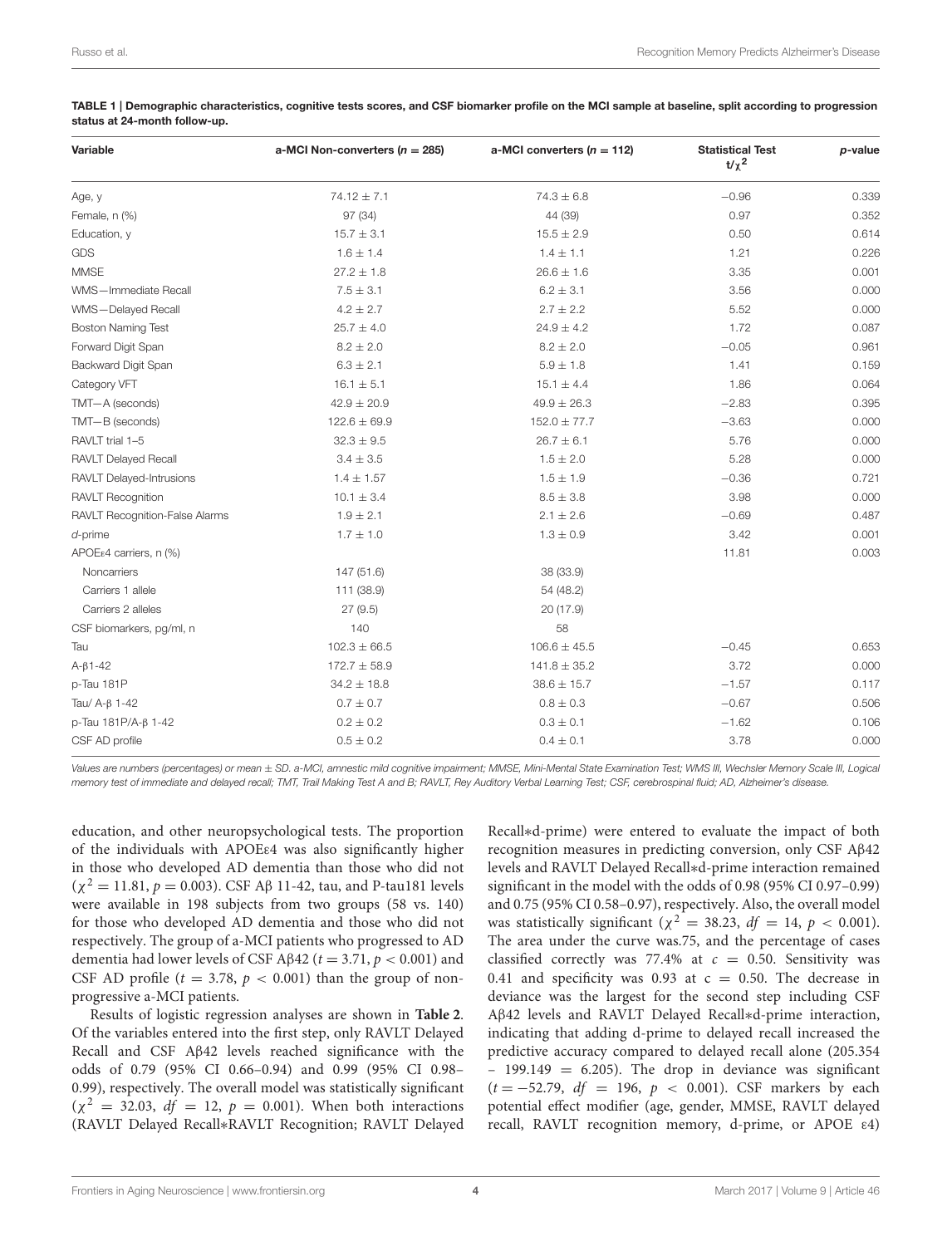**TABLE 1 | Demographic characteristics, cognitive tests scores, and CSF biomarker profile on the MCI sample at baseline, split according to progression status at 24-month follow-up.**

| Variable | a-MCI Non-converters ($n = 285$) | a-MCI converters ($n = 112$) | Statistical Test $t/\chi^2$ | *p*-value |
|---|---|---|---|---|
| Age, y | 74.12 ± 7.1 | 74.3 ± 6.8 | −0.96 | 0.339 |
| Female, n (%) | 97 (34) | 44 (39) | 0.97 | 0.352 |
| Education, y | 15.7 ± 3.1 | 15.5 ± 2.9 | 0.50 | 0.614 |
| GDS | 1.6 ± 1.4 | 1.4 ± 1.1 | 1.21 | 0.226 |
| MMSE | 27.2 ± 1.8 | 26.6 ± 1.6 | 3.35 | 0.001 |
| WMS—Immediate Recall | 7.5 ± 3.1 | 6.2 ± 3.1 | 3.56 | 0.000 |
| WMS—Delayed Recall | 4.2 ± 2.7 | 2.7 ± 2.2 | 5.52 | 0.000 |
| Boston Naming Test | 25.7 ± 4.0 | 24.9 ± 4.2 | 1.72 | 0.087 |
| Forward Digit Span | 8.2 ± 2.0 | 8.2 ± 2.0 | −0.05 | 0.961 |
| Backward Digit Span | 6.3 ± 2.1 | 5.9 ± 1.8 | 1.41 | 0.159 |
| Category VFT | 16.1 ± 5.1 | 15.1 ± 4.4 | 1.86 | 0.064 |
| TMT—A (seconds) | 42.9 ± 20.9 | 49.9 ± 26.3 | −2.83 | 0.395 |
| TMT—B (seconds) | 122.6 ± 69.9 | 152.0 ± 77.7 | −3.63 | 0.000 |
| RAVLT trial 1–5 | 32.3 ± 9.5 | 26.7 ± 6.1 | 5.76 | 0.000 |
| RAVLT Delayed Recall | 3.4 ± 3.5 | 1.5 ± 2.0 | 5.28 | 0.000 |
| RAVLT Delayed-Intrusions | 1.4 ± 1.57 | 1.5 ± 1.9 | −0.36 | 0.721 |
| RAVLT Recognition | 10.1 ± 3.4 | 8.5 ± 3.8 | 3.98 | 0.000 |
| RAVLT Recognition-False Alarms | 1.9 ± 2.1 | 2.1 ± 2.6 | −0.69 | 0.487 |
| *d*-prime | 1.7 ± 1.0 | 1.3 ± 0.9 | 3.42 | 0.001 |
| APOEε4 carriers, n (%) | | | 11.81 | 0.003 |
| Noncarriers | 147 (51.6) | 38 (33.9) | | |
| Carriers 1 allele | 111 (38.9) | 54 (48.2) | | |
| Carriers 2 alleles | 27 (9.5) | 20 (17.9) | | |
| CSF biomarkers, pg/ml, n | 140 | 58 | | |
| Tau | 102.3 ± 66.5 | 106.6 ± 45.5 | −0.45 | 0.653 |
| A-β1-42 | 172.7 ± 58.9 | 141.8 ± 35.2 | 3.72 | 0.000 |
| p-Tau 181P | 34.2 ± 18.8 | 38.6 ± 15.7 | −1.57 | 0.117 |
| Tau/ A-β 1-42 | 0.7 ± 0.7 | 0.8 ± 0.3 | −0.67 | 0.506 |
| p-Tau 181P/A-β 1-42 | 0.2 ± 0.2 | 0.3 ± 0.1 | −1.62 | 0.106 |
| CSF AD profile | 0.5 ± 0.2 | 0.4 ± 0.1 | 3.78 | 0.000 |

*Values are numbers (percentages) or mean ± SD. a-MCI, amnestic mild cognitive impairment; MMSE, Mini-Mental State Examination Test; WMS III, Wechsler Memory Scale III, Logical memory test of immediate and delayed recall; TMT, Trail Making Test A and B; RAVLT, Rey Auditory Verbal Learning Test; CSF, cerebrospinal fluid; AD, Alzheimer's disease.*

education, and other neuropsychological tests. The proportion of the individuals with APOEε4 was also significantly higher in those who developed AD dementia than those who did not ($\chi^2 = 11.81$, $p = 0.003$). CSF Aβ 11-42, tau, and P-tau181 levels were available in 198 subjects from two groups (58 vs. 140) for those who developed AD dementia and those who did not respectively. The group of a-MCI patients who progressed to AD dementia had lower levels of CSF Aβ42 ($t = 3.71$, $p < 0.001$) and CSF AD profile ($t = 3.78$, $p < 0.001$) than the group of non-progressive a-MCI patients.

Results of logistic regression analyses are shown in **Table 2**. Of the variables entered into the first step, only RAVLT Delayed Recall and CSF Aβ42 levels reached significance with the odds of 0.79 (95% CI 0.66–0.94) and 0.99 (95% CI 0.98–0.99), respectively. The overall model was statistically significant ($\chi^2 = 32.03$, $df = 12$, $p = 0.001$). When both interactions (RAVLT Delayed Recall∗RAVLT Recognition; RAVLT Delayed Recall∗d-prime) were entered to evaluate the impact of both recognition measures in predicting conversion, only CSF Aβ42 levels and RAVLT Delayed Recall∗d-prime interaction remained significant in the model with the odds of 0.98 (95% CI 0.97–0.99) and 0.75 (95% CI 0.58–0.97), respectively. Also, the overall model was statistically significant ($\chi^2 = 38.23$, $df = 14$, $p < 0.001$). The area under the curve was.75, and the percentage of cases classified correctly was 77.4% at $c = 0.50$. Sensitivity was 0.41 and specificity was 0.93 at $c = 0.50$. The decrease in deviance was the largest for the second step including CSF Aβ42 levels and RAVLT Delayed Recall∗d-prime interaction, indicating that adding d-prime to delayed recall increased the predictive accuracy compared to delayed recall alone (205.354 – 199.149 = 6.205). The drop in deviance was significant ($t = -52.79$, $df = 196$, $p < 0.001$). CSF markers by each potential effect modifier (age, gender, MMSE, RAVLT delayed recall, RAVLT recognition memory, d-prime, or APOE ε4)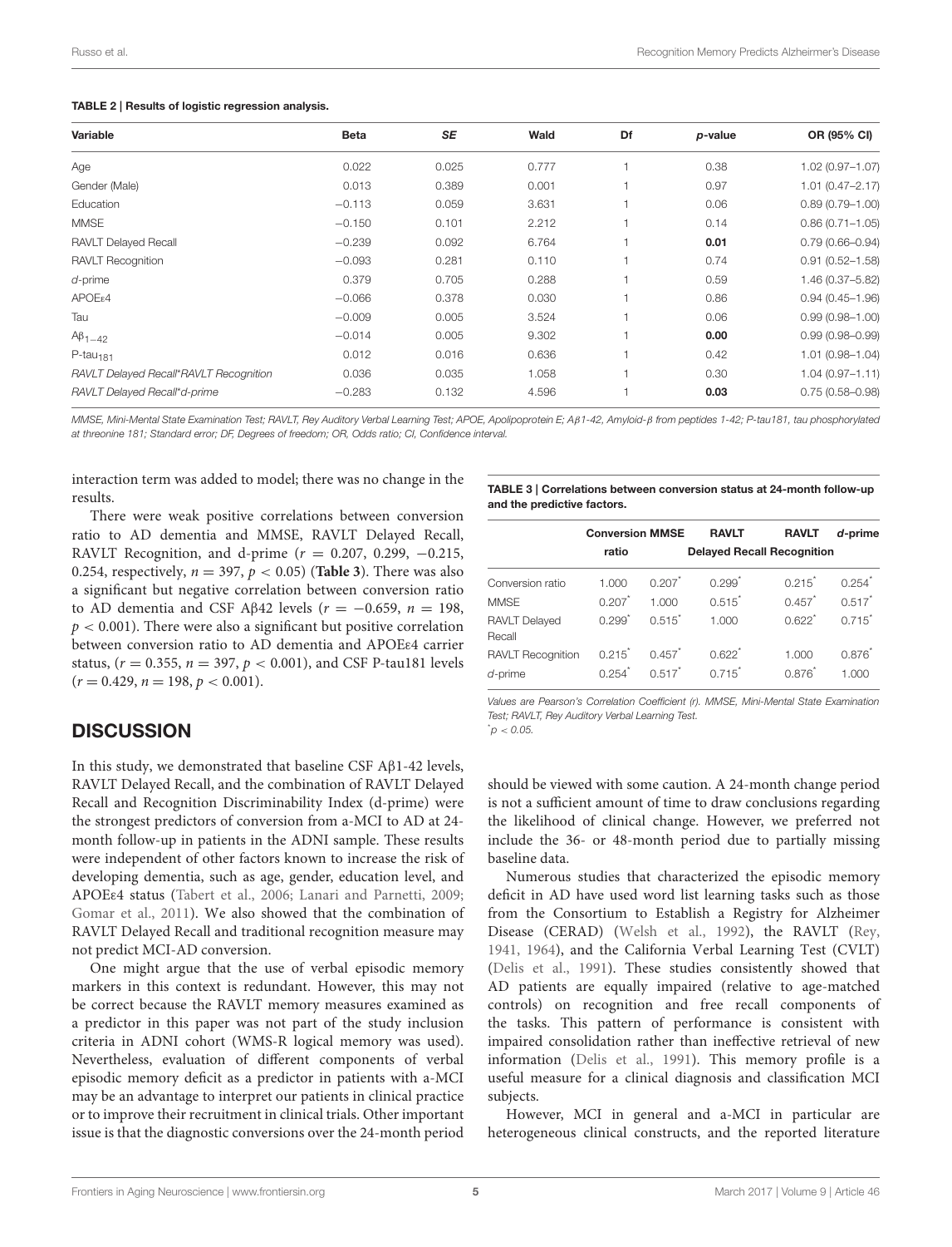**TABLE 2 | Results of logistic regression analysis.**

| Variable | Beta | *SE* | Wald | Df | *p*-value | OR (95% CI) |
|---|---|---|---|---|---|---|
| Age | 0.022 | 0.025 | 0.777 | 1 | 0.38 | 1.02 (0.97–1.07) |
| Gender (Male) | 0.013 | 0.389 | 0.001 | 1 | 0.97 | 1.01 (0.47–2.17) |
| Education | −0.113 | 0.059 | 3.631 | 1 | 0.06 | 0.89 (0.79–1.00) |
| MMSE | −0.150 | 0.101 | 2.212 | 1 | 0.14 | 0.86 (0.71–1.05) |
| RAVLT Delayed Recall | −0.239 | 0.092 | 6.764 | 1 | **0.01** | 0.79 (0.66–0.94) |
| RAVLT Recognition | −0.093 | 0.281 | 0.110 | 1 | 0.74 | 0.91 (0.52–1.58) |
| *d*-prime | 0.379 | 0.705 | 0.288 | 1 | 0.59 | 1.46 (0.37–5.82) |
| APOE$\varepsilon$4 | −0.066 | 0.378 | 0.030 | 1 | 0.86 | 0.94 (0.45–1.96) |
| Tau | −0.009 | 0.005 | 3.524 | 1 | 0.06 | 0.99 (0.98–1.00) |
| A$\beta_{1-42}$ | −0.014 | 0.005 | 9.302 | 1 | **0.00** | 0.99 (0.98–0.99) |
| P-tau$_{181}$ | 0.012 | 0.016 | 0.636 | 1 | 0.42 | 1.01 (0.98–1.04) |
| *RAVLT Delayed Recall*RAVLT Recognition* | 0.036 | 0.035 | 1.058 | 1 | 0.30 | 1.04 (0.97–1.11) |
| *RAVLT Delayed Recall*d-prime* | −0.283 | 0.132 | 4.596 | 1 | **0.03** | 0.75 (0.58–0.98) |

*MMSE, Mini-Mental State Examination Test; RAVLT, Rey Auditory Verbal Learning Test; APOE, Apolipoprotein E; Aβ1-42, Amyloid-β from peptides 1-42; P-tau181, tau phosphorylated at threonine 181; Standard error; DF, Degrees of freedom; OR, Odds ratio; CI, Confidence interval.*

interaction term was added to model; there was no change in the results.

There were weak positive correlations between conversion ratio to AD dementia and MMSE, RAVLT Delayed Recall, RAVLT Recognition, and d-prime ($r = 0.207$, 0.299, −0.215, 0.254, respectively, $n = 397$, $p < 0.05$) (**Table 3**). There was also a significant but negative correlation between conversion ratio to AD dementia and CSF A$\beta$42 levels ($r = -0.659$, $n = 198$, $p < 0.001$). There were also a significant but positive correlation between conversion ratio to AD dementia and APOE$\varepsilon$4 carrier status, ($r = 0.355$, $n = 397$, $p < 0.001$), and CSF P-tau181 levels ($r = 0.429$, $n = 198$, $p < 0.001$).

**TABLE 3 | Correlations between conversion status at 24-month follow-up and the predictive factors.**

| | Conversion ratio | MMSE | RAVLT Delayed Recall | RAVLT Recognition | *d*-prime |
|---|---|---|---|---|---|
| Conversion ratio | 1.000 | 0.207* | 0.299* | 0.215* | 0.254* |
| MMSE | 0.207* | 1.000 | 0.515* | 0.457* | 0.517* |
| RAVLT Delayed Recall | 0.299* | 0.515* | 1.000 | 0.622* | 0.715* |
| RAVLT Recognition | 0.215* | 0.457* | 0.622* | 1.000 | 0.876* |
| *d*-prime | 0.254* | 0.517* | 0.715* | 0.876* | 1.000 |

*Values are Pearson's Correlation Coefficient (r). MMSE, Mini-Mental State Examination Test; RAVLT, Rey Auditory Verbal Learning Test.*
*$p < 0.05$.

## DISCUSSION

In this study, we demonstrated that baseline CSF A$\beta$1-42 levels, RAVLT Delayed Recall, and the combination of RAVLT Delayed Recall and Recognition Discriminability Index (d-prime) were the strongest predictors of conversion from a-MCI to AD at 24-month follow-up in patients in the ADNI sample. These results were independent of other factors known to increase the risk of developing dementia, such as age, gender, education level, and APOE$\varepsilon$4 status (Tabert et al., 2006; Lanari and Parnetti, 2009; Gomar et al., 2011). We also showed that the combination of RAVLT Delayed Recall and traditional recognition measure may not predict MCI-AD conversion.

One might argue that the use of verbal episodic memory markers in this context is redundant. However, this may not be correct because the RAVLT memory measures examined as a predictor in this paper was not part of the study inclusion criteria in ADNI cohort (WMS-R logical memory was used). Nevertheless, evaluation of different components of verbal episodic memory deficit as a predictor in patients with a-MCI may be an advantage to interpret our patients in clinical practice or to improve their recruitment in clinical trials. Other important issue is that the diagnostic conversions over the 24-month period should be viewed with some caution. A 24-month change period is not a sufficient amount of time to draw conclusions regarding the likelihood of clinical change. However, we preferred not include the 36- or 48-month period due to partially missing baseline data.

Numerous studies that characterized the episodic memory deficit in AD have used word list learning tasks such as those from the Consortium to Establish a Registry for Alzheimer Disease (CERAD) (Welsh et al., 1992), the RAVLT (Rey, 1941, 1964), and the California Verbal Learning Test (CVLT) (Delis et al., 1991). These studies consistently showed that AD patients are equally impaired (relative to age-matched controls) on recognition and free recall components of the tasks. This pattern of performance is consistent with impaired consolidation rather than ineffective retrieval of new information (Delis et al., 1991). This memory profile is a useful measure for a clinical diagnosis and classification MCI subjects.

However, MCI in general and a-MCI in particular are heterogeneous clinical constructs, and the reported literature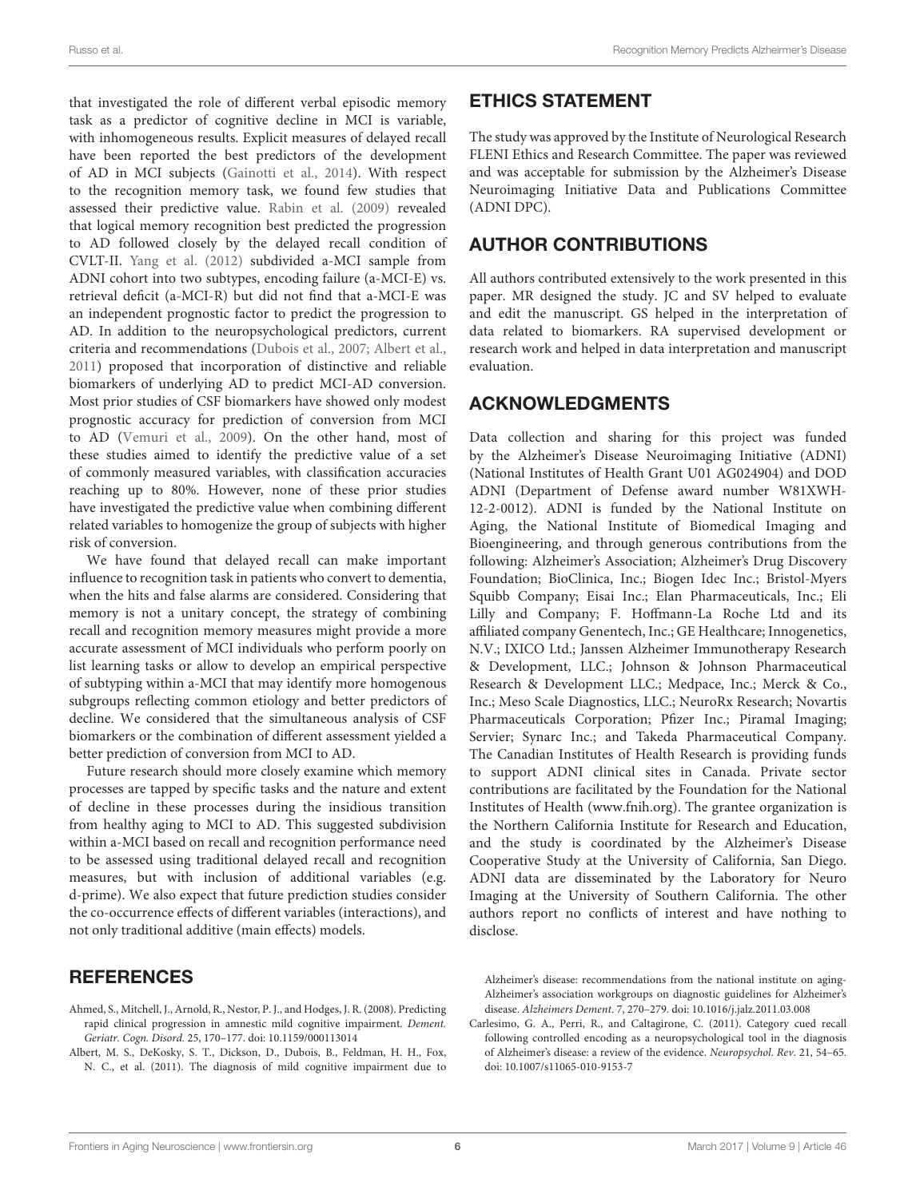that investigated the role of different verbal episodic memory task as a predictor of cognitive decline in MCI is variable, with inhomogeneous results. Explicit measures of delayed recall have been reported the best predictors of the development of AD in MCI subjects (Gainotti et al., 2014). With respect to the recognition memory task, we found few studies that assessed their predictive value. Rabin et al. (2009) revealed that logical memory recognition best predicted the progression to AD followed closely by the delayed recall condition of CVLT-II. Yang et al. (2012) subdivided a-MCI sample from ADNI cohort into two subtypes, encoding failure (a-MCI-E) vs. retrieval deficit (a-MCI-R) but did not find that a-MCI-E was an independent prognostic factor to predict the progression to AD. In addition to the neuropsychological predictors, current criteria and recommendations (Dubois et al., 2007; Albert et al., 2011) proposed that incorporation of distinctive and reliable biomarkers of underlying AD to predict MCI-AD conversion. Most prior studies of CSF biomarkers have showed only modest prognostic accuracy for prediction of conversion from MCI to AD (Vemuri et al., 2009). On the other hand, most of these studies aimed to identify the predictive value of a set of commonly measured variables, with classification accuracies reaching up to 80%. However, none of these prior studies have investigated the predictive value when combining different related variables to homogenize the group of subjects with higher risk of conversion.

We have found that delayed recall can make important influence to recognition task in patients who convert to dementia, when the hits and false alarms are considered. Considering that memory is not a unitary concept, the strategy of combining recall and recognition memory measures might provide a more accurate assessment of MCI individuals who perform poorly on list learning tasks or allow to develop an empirical perspective of subtyping within a-MCI that may identify more homogenous subgroups reflecting common etiology and better predictors of decline. We considered that the simultaneous analysis of CSF biomarkers or the combination of different assessment yielded a better prediction of conversion from MCI to AD.

Future research should more closely examine which memory processes are tapped by specific tasks and the nature and extent of decline in these processes during the insidious transition from healthy aging to MCI to AD. This suggested subdivision within a-MCI based on recall and recognition performance need to be assessed using traditional delayed recall and recognition measures, but with inclusion of additional variables (e.g. d-prime). We also expect that future prediction studies consider the co-occurrence effects of different variables (interactions), and not only traditional additive (main effects) models.

## ETHICS STATEMENT

The study was approved by the Institute of Neurological Research FLENI Ethics and Research Committee. The paper was reviewed and was acceptable for submission by the Alzheimer's Disease Neuroimaging Initiative Data and Publications Committee (ADNI DPC).

## AUTHOR CONTRIBUTIONS

All authors contributed extensively to the work presented in this paper. MR designed the study. JC and SV helped to evaluate and edit the manuscript. GS helped in the interpretation of data related to biomarkers. RA supervised development or research work and helped in data interpretation and manuscript evaluation.

## ACKNOWLEDGMENTS

Data collection and sharing for this project was funded by the Alzheimer's Disease Neuroimaging Initiative (ADNI) (National Institutes of Health Grant U01 AG024904) and DOD ADNI (Department of Defense award number W81XWH-12-2-0012). ADNI is funded by the National Institute on Aging, the National Institute of Biomedical Imaging and Bioengineering, and through generous contributions from the following: Alzheimer's Association; Alzheimer's Drug Discovery Foundation; BioClinica, Inc.; Biogen Idec Inc.; Bristol-Myers Squibb Company; Eisai Inc.; Elan Pharmaceuticals, Inc.; Eli Lilly and Company; F. Hoffmann-La Roche Ltd and its affiliated company Genentech, Inc.; GE Healthcare; Innogenetics, N.V.; IXICO Ltd.; Janssen Alzheimer Immunotherapy Research & Development, LLC.; Johnson & Johnson Pharmaceutical Research & Development LLC.; Medpace, Inc.; Merck & Co., Inc.; Meso Scale Diagnostics, LLC.; NeuroRx Research; Novartis Pharmaceuticals Corporation; Pfizer Inc.; Piramal Imaging; Servier; Synarc Inc.; and Takeda Pharmaceutical Company. The Canadian Institutes of Health Research is providing funds to support ADNI clinical sites in Canada. Private sector contributions are facilitated by the Foundation for the National Institutes of Health (www.fnih.org). The grantee organization is the Northern California Institute for Research and Education, and the study is coordinated by the Alzheimer's Disease Cooperative Study at the University of California, San Diego. ADNI data are disseminated by the Laboratory for Neuro Imaging at the University of Southern California. The other authors report no conflicts of interest and have nothing to disclose.

## REFERENCES

Ahmed, S., Mitchell, J., Arnold, R., Nestor, P. J., and Hodges, J. R. (2008). Predicting rapid clinical progression in amnestic mild cognitive impairment. *Dement. Geriatr. Cogn. Disord.* 25, 170–177. doi: 10.1159/000113014

Albert, M. S., DeKosky, S. T., Dickson, D., Dubois, B., Feldman, H. H., Fox, N. C., et al. (2011). The diagnosis of mild cognitive impairment due to Alzheimer's disease: recommendations from the national institute on aging-Alzheimer's association workgroups on diagnostic guidelines for Alzheimer's disease. *Alzheimers Dement.* 7, 270–279. doi: 10.1016/j.jalz.2011.03.008

Carlesimo, G. A., Perri, R., and Caltagirone, C. (2011). Category cued recall following controlled encoding as a neuropsychological tool in the diagnosis of Alzheimer's disease: a review of the evidence. *Neuropsychol. Rev.* 21, 54–65. doi: 10.1007/s11065-010-9153-7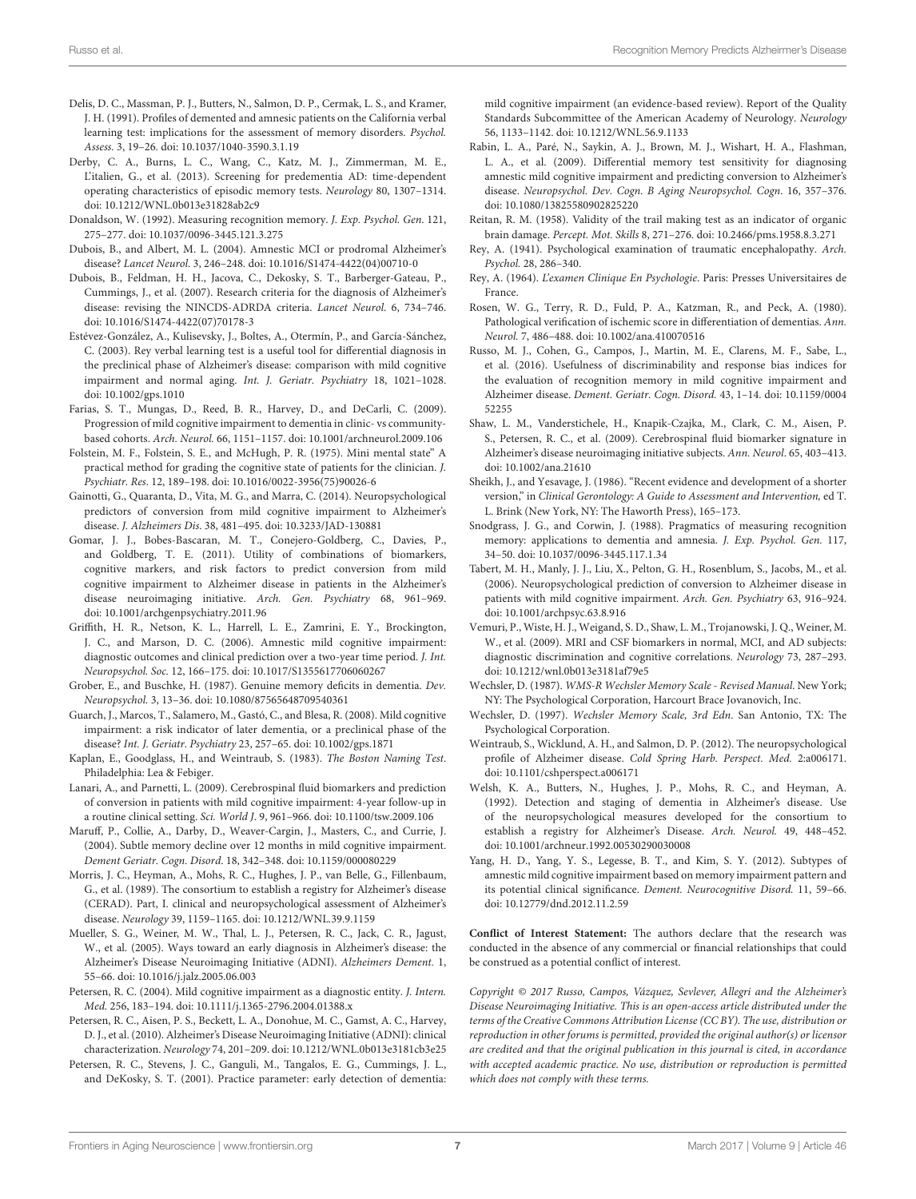Delis, D. C., Massman, P. J., Butters, N., Salmon, D. P., Cermak, L. S., and Kramer, J. H. (1991). Profiles of demented and amnesic patients on the California verbal learning test: implications for the assessment of memory disorders. *Psychol. Assess.* 3, 19–26. doi: 10.1037/1040-3590.3.1.19

Derby, C. A., Burns, L. C., Wang, C., Katz, M. J., Zimmerman, M. E., L'italien, G., et al. (2013). Screening for predementia AD: time-dependent operating characteristics of episodic memory tests. *Neurology* 80, 1307–1314. doi: 10.1212/WNL.0b013e31828ab2c9

Donaldson, W. (1992). Measuring recognition memory. *J. Exp. Psychol. Gen.* 121, 275–277. doi: 10.1037/0096-3445.121.3.275

Dubois, B., and Albert, M. L. (2004). Amnestic MCI or prodromal Alzheimer's disease? *Lancet Neurol.* 3, 246–248. doi: 10.1016/S1474-4422(04)00710-0

Dubois, B., Feldman, H. H., Jacova, C., Dekosky, S. T., Barberger-Gateau, P., Cummings, J., et al. (2007). Research criteria for the diagnosis of Alzheimer's disease: revising the NINCDS-ADRDA criteria. *Lancet Neurol.* 6, 734–746. doi: 10.1016/S1474-4422(07)70178-3

Estévez-González, A., Kulisevsky, J., Boltes, A., Otermín, P., and García-Sánchez, C. (2003). Rey verbal learning test is a useful tool for differential diagnosis in the preclinical phase of Alzheimer's disease: comparison with mild cognitive impairment and normal aging. *Int. J. Geriatr. Psychiatry* 18, 1021–1028. doi: 10.1002/gps.1010

Farias, S. T., Mungas, D., Reed, B. R., Harvey, D., and DeCarli, C. (2009). Progression of mild cognitive impairment to dementia in clinic- vs community-based cohorts. *Arch. Neurol.* 66, 1151–1157. doi: 10.1001/archneurol.2009.106

Folstein, M. F., Folstein, S. E., and McHugh, P. R. (1975). Mini mental state" A practical method for grading the cognitive state of patients for the clinician. *J. Psychiatr. Res.* 12, 189–198. doi: 10.1016/0022-3956(75)90026-6

Gainotti, G., Quaranta, D., Vita, M. G., and Marra, C. (2014). Neuropsychological predictors of conversion from mild cognitive impairment to Alzheimer's disease. *J. Alzheimers Dis.* 38, 481–495. doi: 10.3233/JAD-130881

Gomar, J. J., Bobes-Bascaran, M. T., Conejero-Goldberg, C., Davies, P., and Goldberg, T. E. (2011). Utility of combinations of biomarkers, cognitive markers, and risk factors to predict conversion from mild cognitive impairment to Alzheimer disease in patients in the Alzheimer's disease neuroimaging initiative. *Arch. Gen. Psychiatry* 68, 961–969. doi: 10.1001/archgenpsychiatry.2011.96

Griffith, H. R., Netson, K. L., Harrell, L. E., Zamrini, E. Y., Brockington, J. C., and Marson, D. C. (2006). Amnestic mild cognitive impairment: diagnostic outcomes and clinical prediction over a two-year time period. *J. Int. Neuropsychol. Soc.* 12, 166–175. doi: 10.1017/S1355617706060267

Grober, E., and Buschke, H. (1987). Genuine memory deficits in dementia. *Dev. Neuropsychol.* 3, 13–36. doi: 10.1080/87565648709540361

Guarch, J., Marcos, T., Salamero, M., Gastó, C., and Blesa, R. (2008). Mild cognitive impairment: a risk indicator of later dementia, or a preclinical phase of the disease? *Int. J. Geriatr. Psychiatry* 23, 257–65. doi: 10.1002/gps.1871

Kaplan, E., Goodglass, H., and Weintraub, S. (1983). *The Boston Naming Test*. Philadelphia: Lea & Febiger.

Lanari, A., and Parnetti, L. (2009). Cerebrospinal fluid biomarkers and prediction of conversion in patients with mild cognitive impairment: 4-year follow-up in a routine clinical setting. *Sci. World J.* 9, 961–966. doi: 10.1100/tsw.2009.106

Maruff, P., Collie, A., Darby, D., Weaver-Cargin, J., Masters, C., and Currie, J. (2004). Subtle memory decline over 12 months in mild cognitive impairment. *Dement Geriatr. Cogn. Disord.* 18, 342–348. doi: 10.1159/000080229

Morris, J. C., Heyman, A., Mohs, R. C., Hughes, J. P., van Belle, G., Fillenbaum, G., et al. (1989). The consortium to establish a registry for Alzheimer's disease (CERAD). Part, I. clinical and neuropsychological assessment of Alzheimer's disease. *Neurology* 39, 1159–1165. doi: 10.1212/WNL.39.9.1159

Mueller, S. G., Weiner, M. W., Thal, L. J., Petersen, R. C., Jack, C. R., Jagust, W., et al. (2005). Ways toward an early diagnosis in Alzheimer's disease: the Alzheimer's Disease Neuroimaging Initiative (ADNI). *Alzheimers Dement.* 1, 55–66. doi: 10.1016/j.jalz.2005.06.003

Petersen, R. C. (2004). Mild cognitive impairment as a diagnostic entity. *J. Intern. Med.* 256, 183–194. doi: 10.1111/j.1365-2796.2004.01388.x

Petersen, R. C., Aisen, P. S., Beckett, L. A., Donohue, M. C., Gamst, A. C., Harvey, D. J., et al. (2010). Alzheimer's Disease Neuroimaging Initiative (ADNI): clinical characterization. *Neurology* 74, 201–209. doi: 10.1212/WNL.0b013e3181cb3e25

Petersen, R. C., Stevens, J. C., Ganguli, M., Tangalos, E. G., Cummings, J. L., and DeKosky, S. T. (2001). Practice parameter: early detection of dementia: mild cognitive impairment (an evidence-based review). Report of the Quality Standards Subcommittee of the American Academy of Neurology. *Neurology* 56, 1133–1142. doi: 10.1212/WNL.56.9.1133

Rabin, L. A., Paré, N., Saykin, A. J., Brown, M. J., Wishart, H. A., Flashman, L. A., et al. (2009). Differential memory test sensitivity for diagnosing amnestic mild cognitive impairment and predicting conversion to Alzheimer's disease. *Neuropsychol. Dev. Cogn. B Aging Neuropsychol. Cogn.* 16, 357–376. doi: 10.1080/13825580902825220

Reitan, R. M. (1958). Validity of the trail making test as an indicator of organic brain damage. *Percept. Mot. Skills* 8, 271–276. doi: 10.2466/pms.1958.8.3.271

Rey, A. (1941). Psychological examination of traumatic encephalopathy. *Arch. Psychol.* 28, 286–340.

Rey, A. (1964). *L'examen Clinique En Psychologie*. Paris: Presses Universitaires de France.

Rosen, W. G., Terry, R. D., Fuld, P. A., Katzman, R., and Peck, A. (1980). Pathological verification of ischemic score in differentiation of dementias. *Ann. Neurol.* 7, 486–488. doi: 10.1002/ana.410070516

Russo, M. J., Cohen, G., Campos, J., Martin, M. E., Clarens, M. F., Sabe, L., et al. (2016). Usefulness of discriminability and response bias indices for the evaluation of recognition memory in mild cognitive impairment and Alzheimer disease. *Dement. Geriatr. Cogn. Disord.* 43, 1–14. doi: 10.1159/000452255

Shaw, L. M., Vanderstichele, H., Knapik-Czajka, M., Clark, C. M., Aisen, P. S., Petersen, R. C., et al. (2009). Cerebrospinal fluid biomarker signature in Alzheimer's disease neuroimaging initiative subjects. *Ann. Neurol.* 65, 403–413. doi: 10.1002/ana.21610

Sheikh, J., and Yesavage, J. (1986). "Recent evidence and development of a shorter version," in *Clinical Gerontology: A Guide to Assessment and Intervention*, ed T. L. Brink (New York, NY: The Haworth Press), 165–173.

Snodgrass, J. G., and Corwin, J. (1988). Pragmatics of measuring recognition memory: applications to dementia and amnesia. *J. Exp. Psychol. Gen.* 117, 34–50. doi: 10.1037/0096-3445.117.1.34

Tabert, M. H., Manly, J. J., Liu, X., Pelton, G. H., Rosenblum, S., Jacobs, M., et al. (2006). Neuropsychological prediction of conversion to Alzheimer disease in patients with mild cognitive impairment. *Arch. Gen. Psychiatry* 63, 916–924. doi: 10.1001/archpsyc.63.8.916

Vemuri, P., Wiste, H. J., Weigand, S. D., Shaw, L. M., Trojanowski, J. Q., Weiner, M. W., et al. (2009). MRI and CSF biomarkers in normal, MCI, and AD subjects: diagnostic discrimination and cognitive correlations. *Neurology* 73, 287–293. doi: 10.1212/wnl.0b013e3181af79e5

Wechsler, D. (1987). *WMS-R Wechsler Memory Scale - Revised Manual*. New York; NY: The Psychological Corporation, Harcourt Brace Jovanovich, Inc.

Wechsler, D. (1997). *Wechsler Memory Scale, 3rd Edn*. San Antonio, TX: The Psychological Corporation.

Weintraub, S., Wicklund, A. H., and Salmon, D. P. (2012). The neuropsychological profile of Alzheimer disease. *Cold Spring Harb. Perspect. Med.* 2:a006171. doi: 10.1101/cshperspect.a006171

Welsh, K. A., Butters, N., Hughes, J. P., Mohs, R. C., and Heyman, A. (1992). Detection and staging of dementia in Alzheimer's disease. Use of the neuropsychological measures developed for the consortium to establish a registry for Alzheimer's Disease. *Arch. Neurol.* 49, 448–452. doi: 10.1001/archneur.1992.00530290030008

Yang, H. D., Yang, Y. S., Legesse, B. T., and Kim, S. Y. (2012). Subtypes of amnestic mild cognitive impairment based on memory impairment pattern and its potential clinical significance. *Dement. Neurocognitive Disord.* 11, 59–66. doi: 10.12779/dnd.2012.11.2.59

**Conflict of Interest Statement:** The authors declare that the research was conducted in the absence of any commercial or financial relationships that could be construed as a potential conflict of interest.

*Copyright © 2017 Russo, Campos, Vázquez, Sevlever, Allegri and the Alzheimer's Disease Neuroimaging Initiative. This is an open-access article distributed under the terms of the Creative Commons Attribution License (CC BY). The use, distribution or reproduction in other forums is permitted, provided the original author(s) or licensor are credited and that the original publication in this journal is cited, in accordance with accepted academic practice. No use, distribution or reproduction is permitted which does not comply with these terms.*